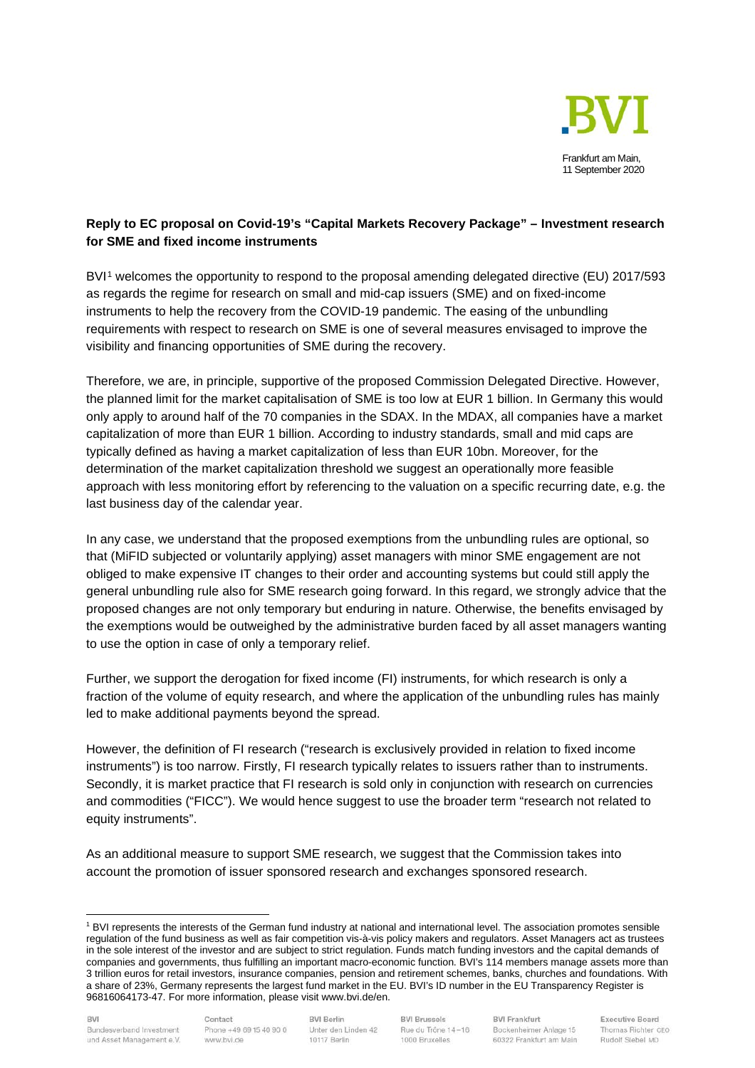Frankfurt am Main,
11 September 2020

**Reply to EC proposal on Covid-19's "Capital Markets Recovery Package" – Investment research for SME and fixed income instruments**

BVI[1] welcomes the opportunity to respond to the proposal amending delegated directive (EU) 2017/593 as regards the regime for research on small and mid-cap issuers (SME) and on fixed-income instruments to help the recovery from the COVID-19 pandemic. The easing of the unbundling requirements with respect to research on SME is one of several measures envisaged to improve the visibility and financing opportunities of SME during the recovery.

Therefore, we are, in principle, supportive of the proposed Commission Delegated Directive. However, the planned limit for the market capitalisation of SME is too low at EUR 1 billion. In Germany this would only apply to around half of the 70 companies in the SDAX. In the MDAX, all companies have a market capitalization of more than EUR 1 billion. According to industry standards, small and mid caps are typically defined as having a market capitalization of less than EUR 10bn. Moreover, for the determination of the market capitalization threshold we suggest an operationally more feasible approach with less monitoring effort by referencing to the valuation on a specific recurring date, e.g. the last business day of the calendar year.

In any case, we understand that the proposed exemptions from the unbundling rules are optional, so that (MiFID subjected or voluntarily applying) asset managers with minor SME engagement are not obliged to make expensive IT changes to their order and accounting systems but could still apply the general unbundling rule also for SME research going forward. In this regard, we strongly advice that the proposed changes are not only temporary but enduring in nature. Otherwise, the benefits envisaged by the exemptions would be outweighed by the administrative burden faced by all asset managers wanting to use the option in case of only a temporary relief.

Further, we support the derogation for fixed income (FI) instruments, for which research is only a fraction of the volume of equity research, and where the application of the unbundling rules has mainly led to make additional payments beyond the spread.

However, the definition of FI research ("research is exclusively provided in relation to fixed income instruments") is too narrow. Firstly, FI research typically relates to issuers rather than to instruments. Secondly, it is market practice that FI research is sold only in conjunction with research on currencies and commodities ("FICC"). We would hence suggest to use the broader term "research not related to equity instruments".

As an additional measure to support SME research, we suggest that the Commission takes into account the promotion of issuer sponsored research and exchanges sponsored research.

[1] BVI represents the interests of the German fund industry at national and international level. The association promotes sensible regulation of the fund business as well as fair competition vis-à-vis policy makers and regulators. Asset Managers act as trustees in the sole interest of the investor and are subject to strict regulation. Funds match funding investors and the capital demands of companies and governments, thus fulfilling an important macro-economic function. BVI's 114 members manage assets more than 3 trillion euros for retail investors, insurance companies, pension and retirement schemes, banks, churches and foundations. With a share of 23%, Germany represents the largest fund market in the EU. BVI's ID number in the EU Transparency Register is 96816064173-47. For more information, please visit www.bvi.de/en.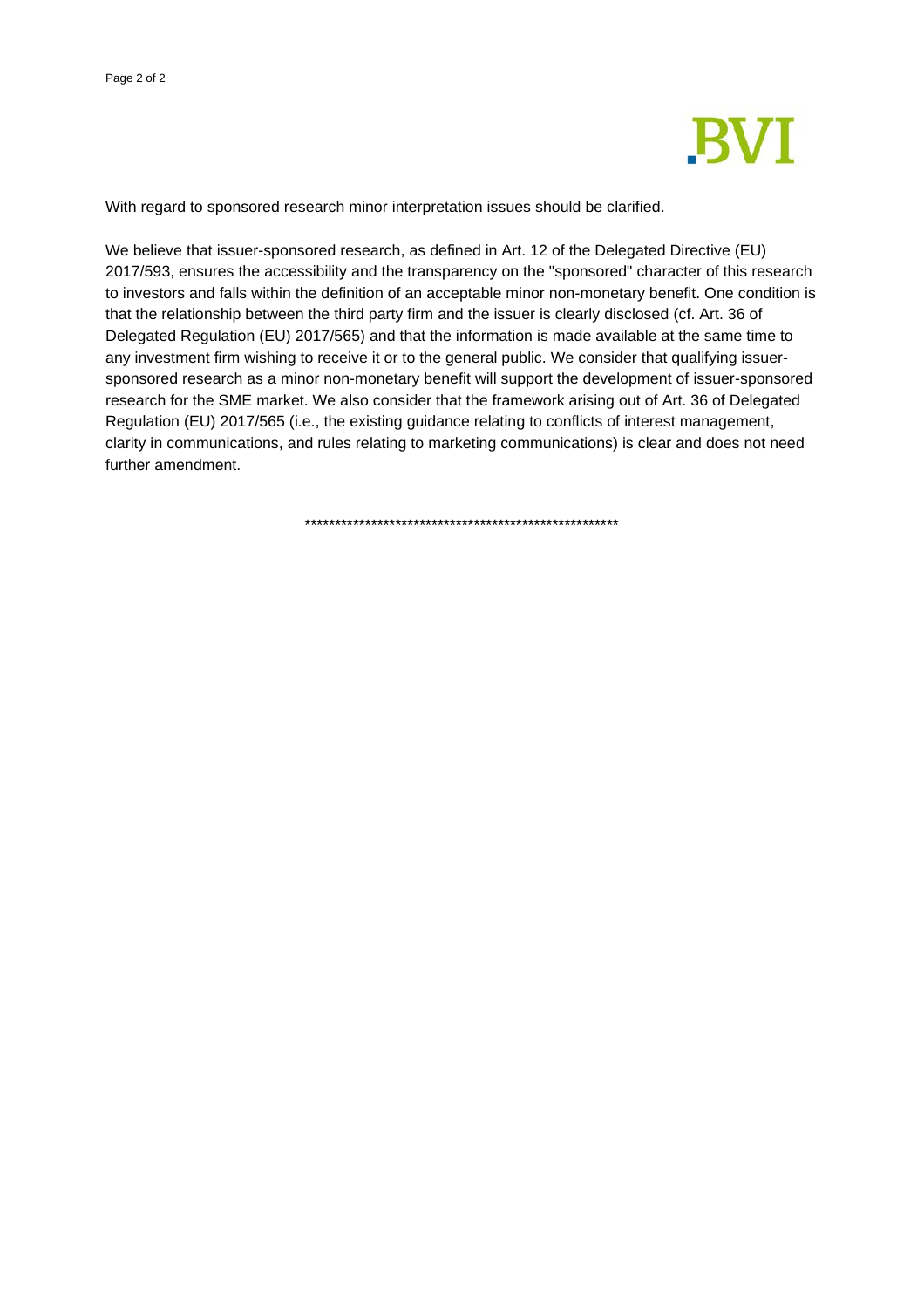With regard to sponsored research minor interpretation issues should be clarified.

We believe that issuer-sponsored research, as defined in Art. 12 of the Delegated Directive (EU) 2017/593, ensures the accessibility and the transparency on the "sponsored" character of this research to investors and falls within the definition of an acceptable minor non-monetary benefit. One condition is that the relationship between the third party firm and the issuer is clearly disclosed (cf. Art. 36 of Delegated Regulation (EU) 2017/565) and that the information is made available at the same time to any investment firm wishing to receive it or to the general public. We consider that qualifying issuer-sponsored research as a minor non-monetary benefit will support the development of issuer-sponsored research for the SME market. We also consider that the framework arising out of Art. 36 of Delegated Regulation (EU) 2017/565 (i.e., the existing guidance relating to conflicts of interest management, clarity in communications, and rules relating to marketing communications) is clear and does not need further amendment.

\*\*\*\*\*\*\*\*\*\*\*\*\*\*\*\*\*\*\*\*\*\*\*\*\*\*\*\*\*\*\*\*\*\*\*\*\*\*\*\*\*\*\*\*\*\*\*\*\*\*\*\*\*\*